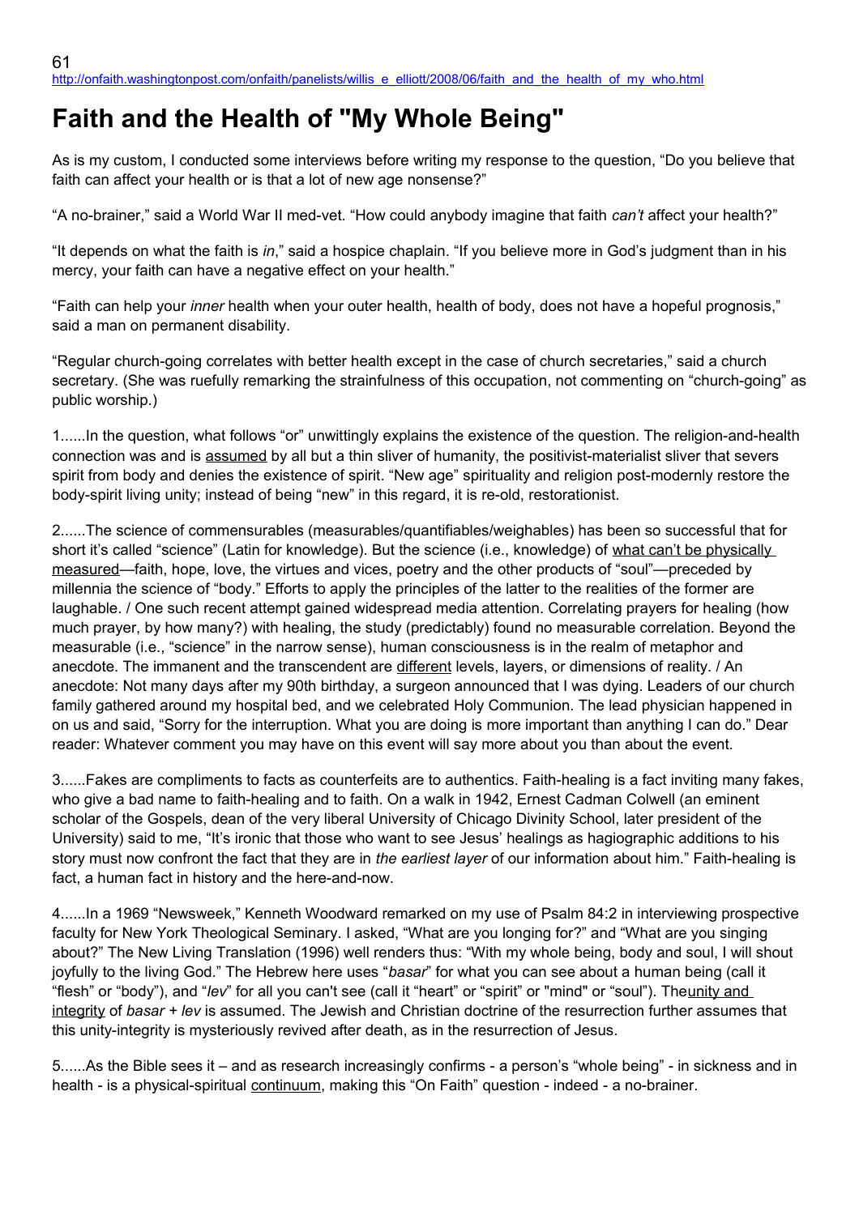http://onfaith.washingtonpost.com/onfaith/panelists/willis_e_elliott/2008/06/faith_and_the_health_of_my_who.html

# Faith and the Health of "My Whole Being"

As is my custom, I conducted some interviews before writing my response to the question, "Do you believe that faith can affect your health or is that a lot of new age nonsense?"

"A no-brainer," said a World War II med-vet. "How could anybody imagine that faith *can't* affect your health?"

"It depends on what the faith is *in*," said a hospice chaplain. "If you believe more in God's judgment than in his mercy, your faith can have a negative effect on your health."

"Faith can help your *inner* health when your outer health, health of body, does not have a hopeful prognosis," said a man on permanent disability.

"Regular church-going correlates with better health except in the case of church secretaries," said a church secretary. (She was ruefully remarking the strainfulness of this occupation, not commenting on "church-going" as public worship.)

1......In the question, what follows "or" unwittingly explains the existence of the question. The religion-and-health connection was and is assumed by all but a thin sliver of humanity, the positivist-materialist sliver that severs spirit from body and denies the existence of spirit. "New age" spirituality and religion post-modernly restore the body-spirit living unity; instead of being "new" in this regard, it is re-old, restorationist.

2......The science of commensurables (measurables/quantifiables/weighables) has been so successful that for short it's called "science" (Latin for knowledge). But the science (i.e., knowledge) of what can't be physically measured—faith, hope, love, the virtues and vices, poetry and the other products of "soul"—preceded by millennia the science of "body." Efforts to apply the principles of the latter to the realities of the former are laughable. / One such recent attempt gained widespread media attention. Correlating prayers for healing (how much prayer, by how many?) with healing, the study (predictably) found no measurable correlation. Beyond the measurable (i.e., "science" in the narrow sense), human consciousness is in the realm of metaphor and anecdote. The immanent and the transcendent are different levels, layers, or dimensions of reality. / An anecdote: Not many days after my 90th birthday, a surgeon announced that I was dying. Leaders of our church family gathered around my hospital bed, and we celebrated Holy Communion. The lead physician happened in on us and said, "Sorry for the interruption. What you are doing is more important than anything I can do." Dear reader: Whatever comment you may have on this event will say more about you than about the event.

3......Fakes are compliments to facts as counterfeits are to authentics. Faith-healing is a fact inviting many fakes, who give a bad name to faith-healing and to faith. On a walk in 1942, Ernest Cadman Colwell (an eminent scholar of the Gospels, dean of the very liberal University of Chicago Divinity School, later president of the University) said to me, "It's ironic that those who want to see Jesus' healings as hagiographic additions to his story must now confront the fact that they are in *the earliest layer* of our information about him." Faith-healing is fact, a human fact in history and the here-and-now.

4......In a 1969 "Newsweek," Kenneth Woodward remarked on my use of Psalm 84:2 in interviewing prospective faculty for New York Theological Seminary. I asked, "What are you longing for?" and "What are you singing about?" The New Living Translation (1996) well renders thus: "With my whole being, body and soul, I will shout joyfully to the living God." The Hebrew here uses "*basar*" for what you can see about a human being (call it "flesh" or "body"), and "*lev*" for all you can't see (call it "heart" or "spirit" or "mind" or "soul"). Theunity and integrity of *basar* + *lev* is assumed. The Jewish and Christian doctrine of the resurrection further assumes that this unity-integrity is mysteriously revived after death, as in the resurrection of Jesus.

5......As the Bible sees it – and as research increasingly confirms - a person's "whole being" - in sickness and in health - is a physical-spiritual continuum, making this "On Faith" question - indeed - a no-brainer.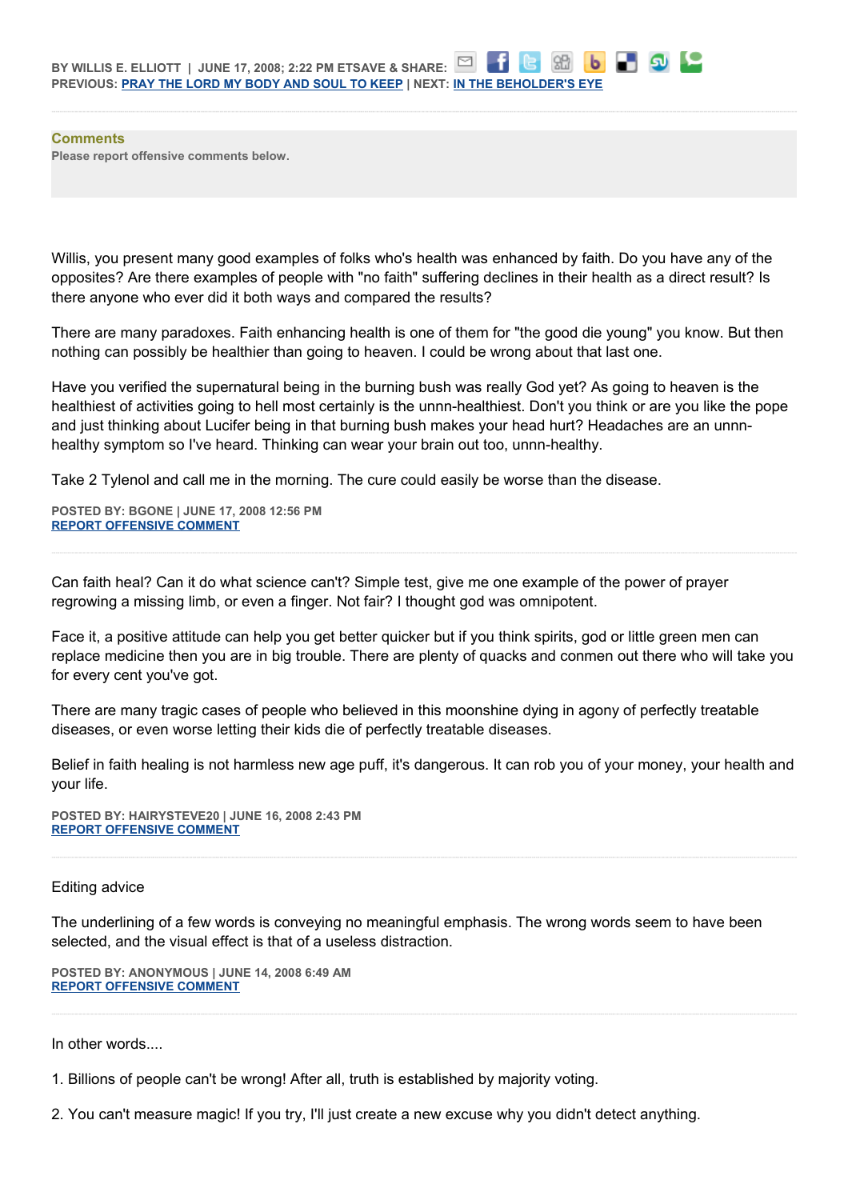BY WILLIS E. ELLIOTT | JUNE 17, 2008; 2:22 PM ETSAVE & SHARE:
**PREVIOUS:** [PRAY THE LORD MY BODY AND SOUL TO KEEP](#) | **NEXT:** [IN THE BEHOLDER'S EYE](#)

---

## Comments

**Please report offensive comments below.**

Willis, you present many good examples of folks who's health was enhanced by faith. Do you have any of the opposites? Are there examples of people with "no faith" suffering declines in their health as a direct result? Is there anyone who ever did it both ways and compared the results?

There are many paradoxes. Faith enhancing health is one of them for "the good die young" you know. But then nothing can possibly be healthier than going to heaven. I could be wrong about that last one.

Have you verified the supernatural being in the burning bush was really God yet? As going to heaven is the healthiest of activities going to hell most certainly is the unnn-healthiest. Don't you think or are you like the pope and just thinking about Lucifer being in that burning bush makes your head hurt? Headaches are an unnn-healthy symptom so I've heard. Thinking can wear your brain out too, unnn-healthy.

Take 2 Tylenol and call me in the morning. The cure could easily be worse than the disease.

**POSTED BY: BGONE | JUNE 17, 2008 12:56 PM**
[REPORT OFFENSIVE COMMENT](#)

---

Can faith heal? Can it do what science can't? Simple test, give me one example of the power of prayer regrowing a missing limb, or even a finger. Not fair? I thought god was omnipotent.

Face it, a positive attitude can help you get better quicker but if you think spirits, god or little green men can replace medicine then you are in big trouble. There are plenty of quacks and conmen out there who will take you for every cent you've got.

There are many tragic cases of people who believed in this moonshine dying in agony of perfectly treatable diseases, or even worse letting their kids die of perfectly treatable diseases.

Belief in faith healing is not harmless new age puff, it's dangerous. It can rob you of your money, your health and your life.

**POSTED BY: HAIRYSTEVE20 | JUNE 16, 2008 2:43 PM**
[REPORT OFFENSIVE COMMENT](#)

---

Editing advice

The underlining of a few words is conveying no meaningful emphasis. The wrong words seem to have been selected, and the visual effect is that of a useless distraction.

**POSTED BY: ANONYMOUS | JUNE 14, 2008 6:49 AM**
[REPORT OFFENSIVE COMMENT](#)

---

In other words....

1. Billions of people can't be wrong! After all, truth is established by majority voting.

2. You can't measure magic! If you try, I'll just create a new excuse why you didn't detect anything.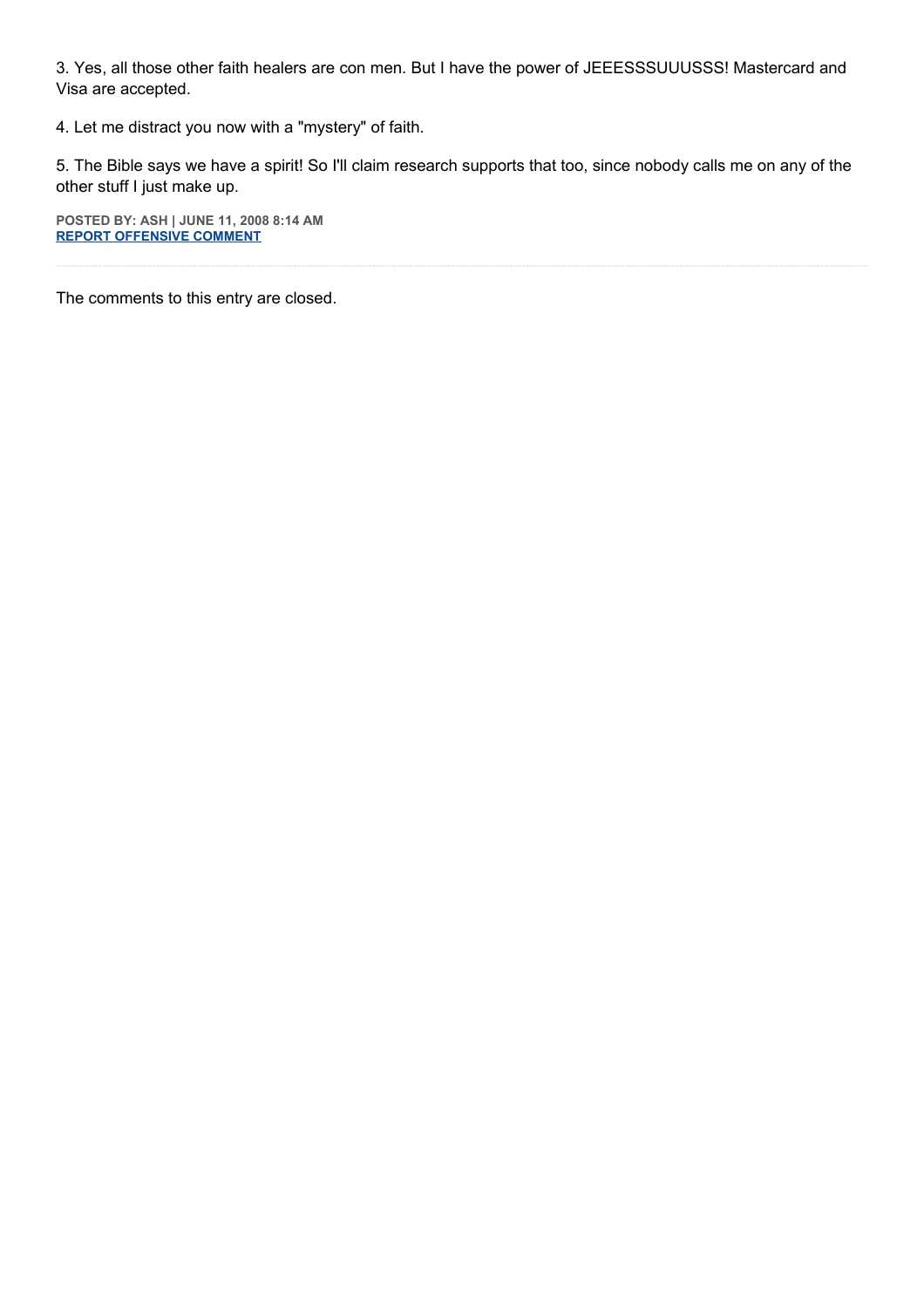3. Yes, all those other faith healers are con men. But I have the power of JEEESSSUUUSSS! Mastercard and Visa are accepted.

4. Let me distract you now with a "mystery" of faith.

5. The Bible says we have a spirit! So I'll claim research supports that too, since nobody calls me on any of the other stuff I just make up.

**POSTED BY: ASH | JUNE 11, 2008 8:14 AM**
**REPORT OFFENSIVE COMMENT**

---

The comments to this entry are closed.